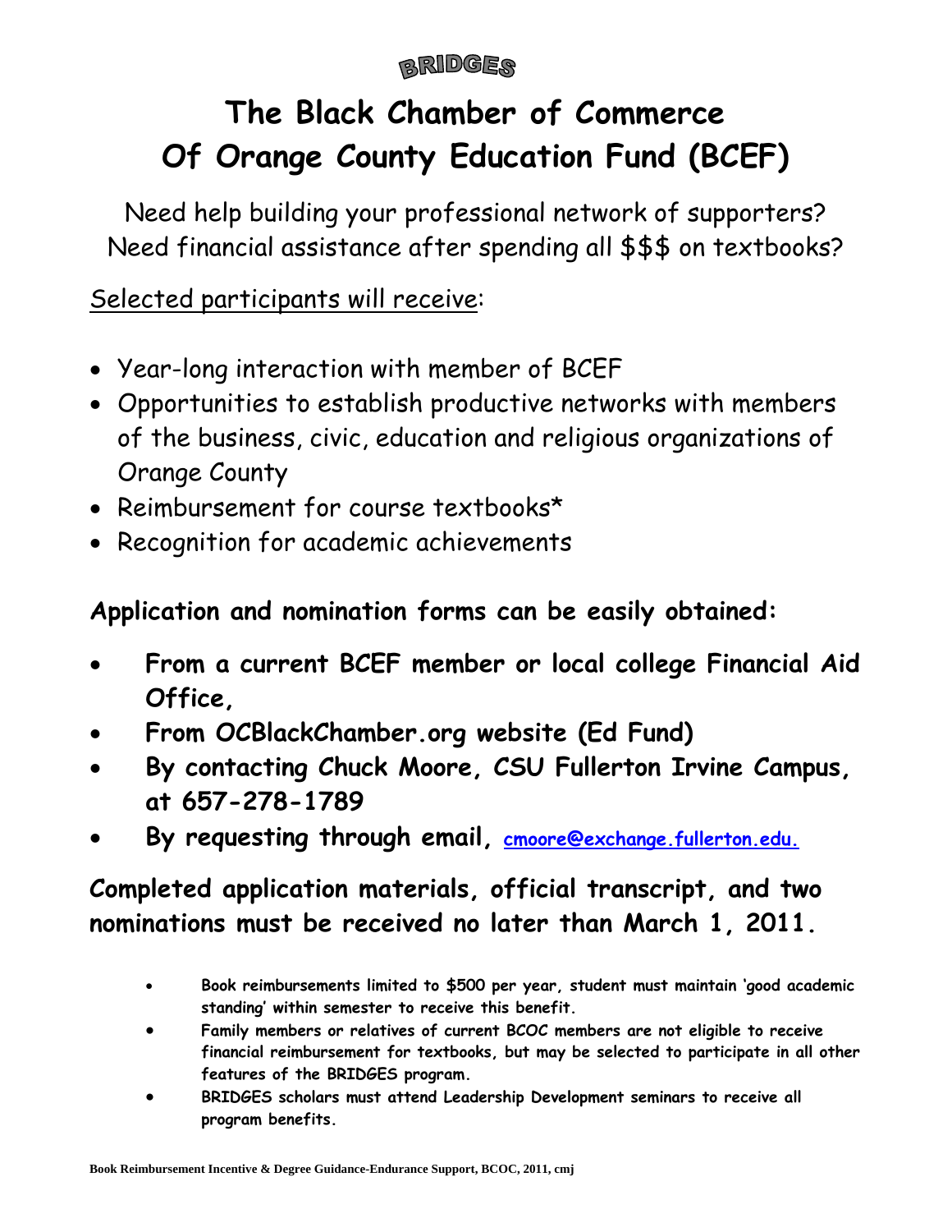# BRIDGES

# The Black Chamber of Commerce Of Orange County Education Fund (BCEF)

Need help building your professional network of supporters?
Need financial assistance after spending all $$$ on textbooks?

Selected participants will receive:

- Year-long interaction with member of BCEF
- Opportunities to establish productive networks with members of the business, civic, education and religious organizations of Orange County
- Reimbursement for course textbooks*
- Recognition for academic achievements

**Application and nomination forms can be easily obtained:**

- **From a current BCEF member or local college Financial Aid Office,**
- **From OCBlackChamber.org website (Ed Fund)**
- **By contacting Chuck Moore, CSU Fullerton Irvine Campus, at 657-278-1789**
- **By requesting through email, cmoore@exchange.fullerton.edu.**

**Completed application materials, official transcript, and two nominations must be received no later than March 1, 2011.**

- **Book reimbursements limited to $500 per year, student must maintain 'good academic standing' within semester to receive this benefit.**
- **Family members or relatives of current BCOC members are not eligible to receive financial reimbursement for textbooks, but may be selected to participate in all other features of the BRIDGES program.**
- **BRIDGES scholars must attend Leadership Development seminars to receive all program benefits.**

**Book Reimbursement Incentive & Degree Guidance-Endurance Support, BCOC, 2011, cmj**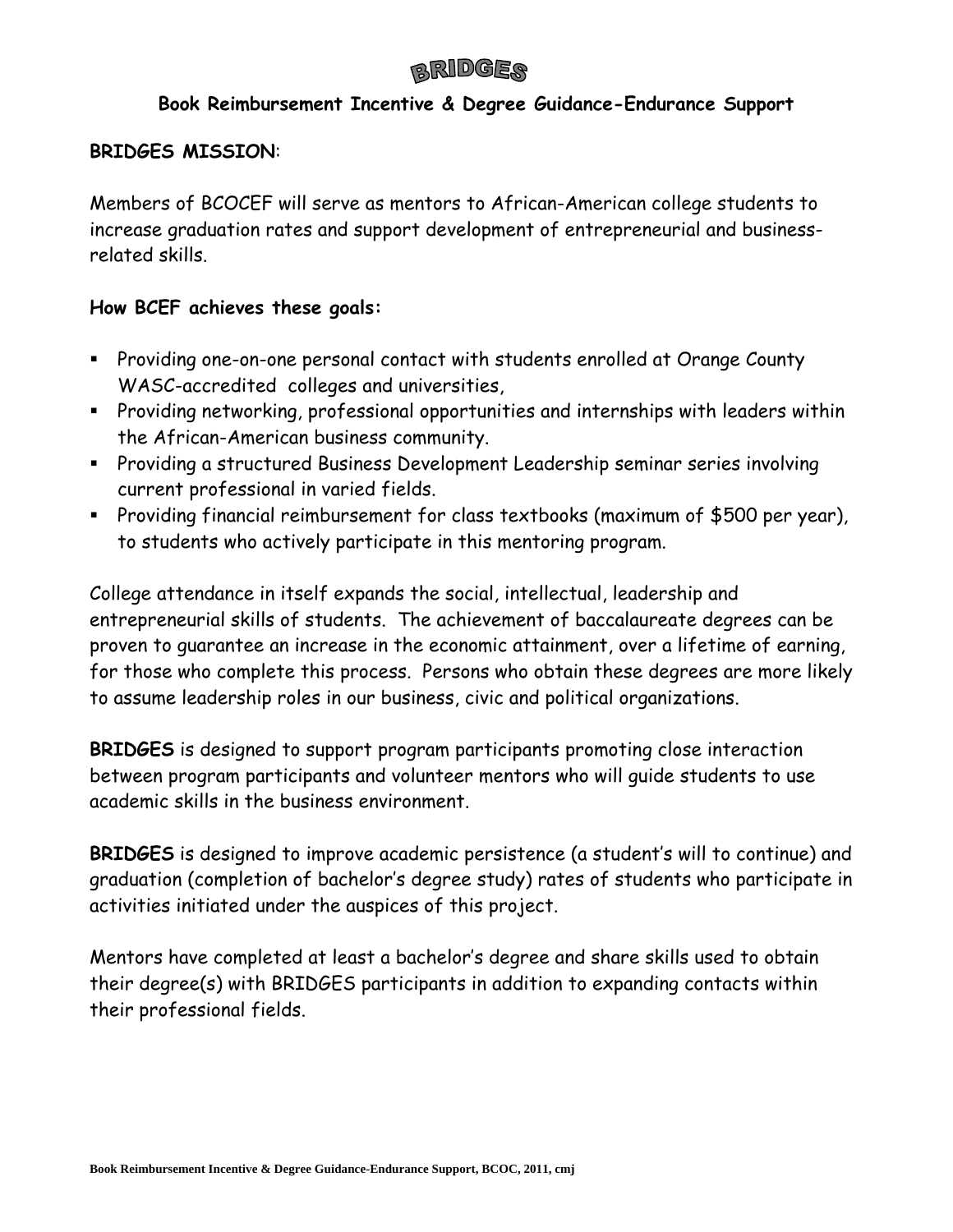# BRIDGES

**Book Reimbursement Incentive & Degree Guidance-Endurance Support**

**BRIDGES MISSION**:

Members of BCOCEF will serve as mentors to African-American college students to increase graduation rates and support development of entrepreneurial and business-related skills.

**How BCEF achieves these goals:**

- Providing one-on-one personal contact with students enrolled at Orange County WASC-accredited colleges and universities,
- Providing networking, professional opportunities and internships with leaders within the African-American business community.
- Providing a structured Business Development Leadership seminar series involving current professional in varied fields.
- Providing financial reimbursement for class textbooks (maximum of $500 per year), to students who actively participate in this mentoring program.

College attendance in itself expands the social, intellectual, leadership and entrepreneurial skills of students. The achievement of baccalaureate degrees can be proven to guarantee an increase in the economic attainment, over a lifetime of earning, for those who complete this process. Persons who obtain these degrees are more likely to assume leadership roles in our business, civic and political organizations.

**BRIDGES** is designed to support program participants promoting close interaction between program participants and volunteer mentors who will guide students to use academic skills in the business environment.

**BRIDGES** is designed to improve academic persistence (a student's will to continue) and graduation (completion of bachelor's degree study) rates of students who participate in activities initiated under the auspices of this project.

Mentors have completed at least a bachelor's degree and share skills used to obtain their degree(s) with BRIDGES participants in addition to expanding contacts within their professional fields.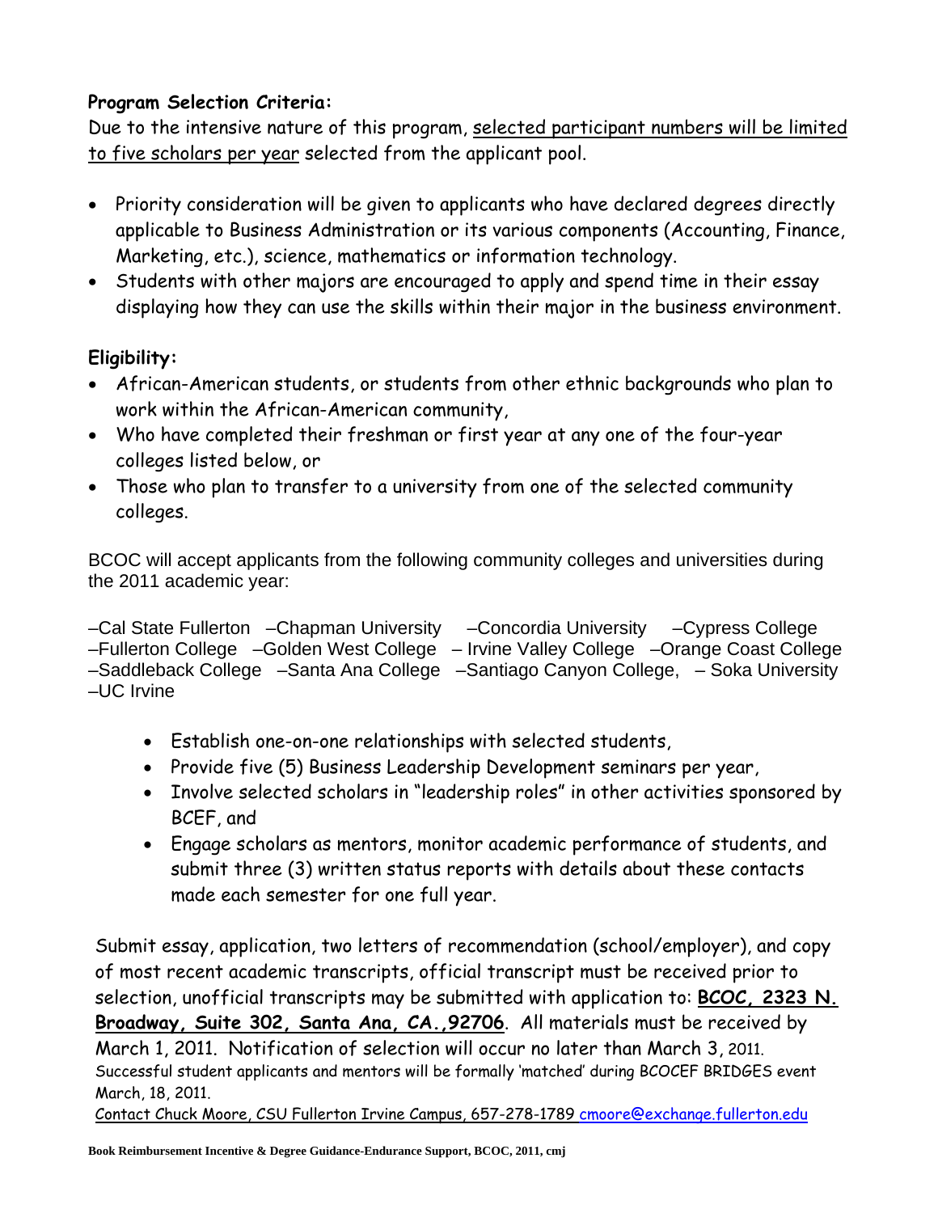**Program Selection Criteria:**

Due to the intensive nature of this program, <u>selected participant numbers will be limited to five scholars per year</u> selected from the applicant pool.

- Priority consideration will be given to applicants who have declared degrees directly applicable to Business Administration or its various components (Accounting, Finance, Marketing, etc.), science, mathematics or information technology.
- Students with other majors are encouraged to apply and spend time in their essay displaying how they can use the skills within their major in the business environment.

**Eligibility:**

- African-American students, or students from other ethnic backgrounds who plan to work within the African-American community,
- Who have completed their freshman or first year at any one of the four-year colleges listed below, or
- Those who plan to transfer to a university from one of the selected community colleges.

BCOC will accept applicants from the following community colleges and universities during the 2011 academic year:

–Cal State Fullerton –Chapman University –Concordia University –Cypress College –Fullerton College –Golden West College – Irvine Valley College –Orange Coast College –Saddleback College –Santa Ana College –Santiago Canyon College, – Soka University –UC Irvine

- Establish one-on-one relationships with selected students,
- Provide five (5) Business Leadership Development seminars per year,
- Involve selected scholars in "leadership roles" in other activities sponsored by BCEF, and
- Engage scholars as mentors, monitor academic performance of students, and submit three (3) written status reports with details about these contacts made each semester for one full year.

Submit essay, application, two letters of recommendation (school/employer), and copy of most recent academic transcripts, official transcript must be received prior to selection, unofficial transcripts may be submitted with application to: **<u>BCOC, 2323 N. Broadway, Suite 302, Santa Ana, CA.,92706</u>**. All materials must be received by March 1, 2011. Notification of selection will occur no later than March 3, 2011. Successful student applicants and mentors will be formally 'matched' during BCOCEF BRIDGES event March, 18, 2011.

<u>Contact Chuck Moore, CSU Fullerton Irvine Campus, 657-278-1789 cmoore@exchange.fullerton.edu</u>

**Book Reimbursement Incentive & Degree Guidance-Endurance Support, BCOC, 2011, cmj**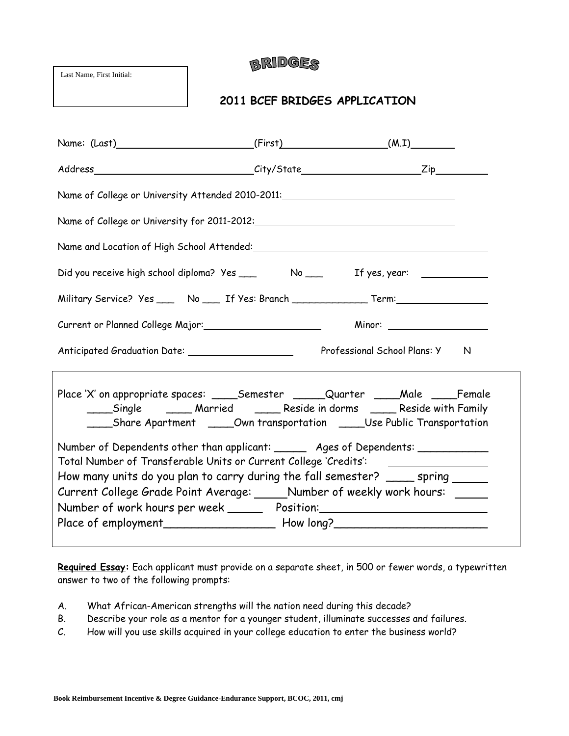Last Name, First Initial:

# BRIDGES

## 2011 BCEF BRIDGES APPLICATION

Name: (Last)\_\_\_\_\_\_\_\_\_\_\_\_\_\_\_\_\_\_\_\_\_\_\_\_(First)\_\_\_\_\_\_\_\_\_\_\_\_\_\_\_\_\_\_(M.I)\_\_\_\_\_\_\_\_

Address\_\_\_\_\_\_\_\_\_\_\_\_\_\_\_\_\_\_\_\_\_\_\_\_\_\_\_City/State\_\_\_\_\_\_\_\_\_\_\_\_\_\_\_\_\_\_\_\_Zip\_\_\_\_\_\_\_\_\_

Name of College or University Attended 2010-2011:\_\_\_\_\_\_\_\_\_\_\_\_\_\_\_\_\_\_\_\_\_\_\_\_\_\_\_\_\_\_

Name of College or University for 2011-2012:\_\_\_\_\_\_\_\_\_\_\_\_\_\_\_\_\_\_\_\_\_\_\_\_\_\_\_\_\_\_\_\_\_\_\_

Name and Location of High School Attended:\_\_\_\_\_\_\_\_\_\_\_\_\_\_\_\_\_\_\_\_\_\_\_\_\_\_\_\_\_\_\_\_\_\_\_\_\_\_\_\_\_

Did you receive high school diploma? Yes \_\_\_ No \_\_\_ If yes, year: \_\_\_\_\_\_\_\_\_\_\_\_

Military Service? Yes \_\_\_ No \_\_\_ If Yes: Branch \_\_\_\_\_\_\_\_\_\_\_\_\_ Term:\_\_\_\_\_\_\_\_\_\_\_\_\_\_\_\_

Current or Planned College Major:\_\_\_\_\_\_\_\_\_\_\_\_\_\_\_\_\_\_\_\_\_\_ Minor: \_\_\_\_\_\_\_\_\_\_\_\_\_\_\_\_\_\_\_

Anticipated Graduation Date: \_\_\_\_\_\_\_\_\_\_\_\_\_\_\_\_\_\_\_ Professional School Plans: Y N

Place 'X' on appropriate spaces: \_\_\_\_Semester \_\_\_\_\_Quarter \_\_\_\_Male \_\_\_\_Female
\_\_\_\_Single \_\_\_\_ Married \_\_\_\_ Reside in dorms \_\_\_\_ Reside with Family
\_\_\_\_Share Apartment \_\_\_\_Own transportation \_\_\_\_Use Public Transportation

Number of Dependents other than applicant: \_\_\_\_\_ Ages of Dependents: \_\_\_\_\_\_\_\_\_\_\_
Total Number of Transferable Units or Current College 'Credits': \_\_\_\_\_\_\_\_\_\_\_\_\_\_\_\_\_
How many units do you plan to carry during the fall semester? \_\_\_\_ spring \_\_\_\_\_
Current College Grade Point Average: \_\_\_\_\_Number of weekly work hours: \_\_\_\_\_
Number of work hours per week \_\_\_\_\_ Position:\_\_\_\_\_\_\_\_\_\_\_\_\_\_\_\_\_\_\_\_\_\_\_\_\_
Place of employment\_\_\_\_\_\_\_\_\_\_\_\_\_\_\_\_ How long?\_\_\_\_\_\_\_\_\_\_\_\_\_\_\_\_\_\_\_\_\_\_

**Required Essay:** Each applicant must provide on a separate sheet, in 500 or fewer words, a typewritten answer to two of the following prompts:

A. What African-American strengths will the nation need during this decade?
B. Describe your role as a mentor for a younger student, illuminate successes and failures.
C. How will you use skills acquired in your college education to enter the business world?

**Book Reimbursement Incentive & Degree Guidance-Endurance Support, BCOC, 2011, cmj**